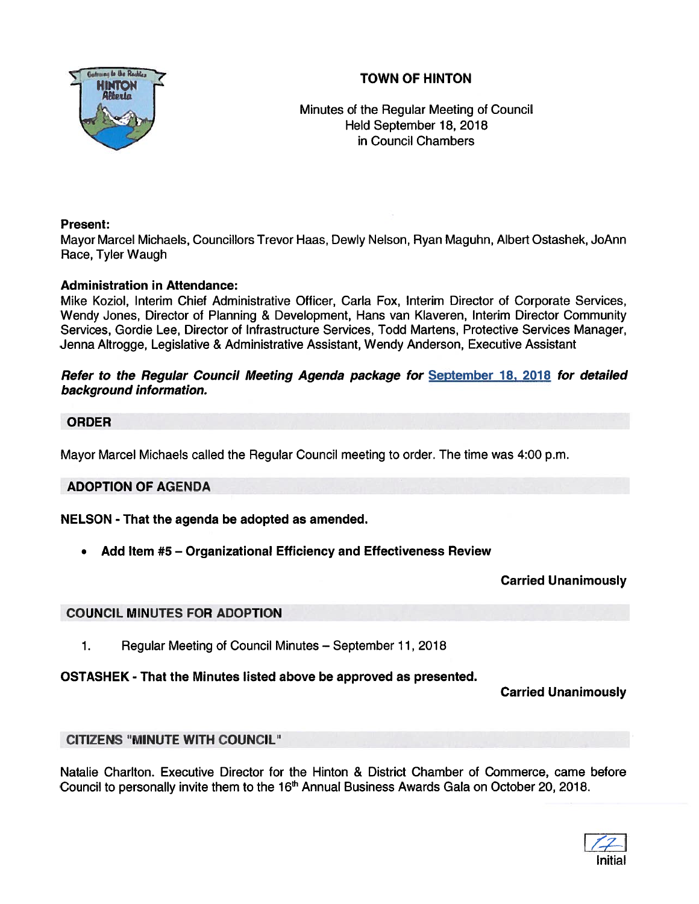# TOWN OF HINTON

Minutes of the Regular Meeting of Council
Held September 18, 2018
in Council Chambers

**Present:**
Mayor Marcel Michaels, Councillors Trevor Haas, Dewly Nelson, Ryan Maguhn, Albert Ostashek, JoAnn Race, Tyler Waugh

**Administration in Attendance:**
Mike Koziol, Interim Chief Administrative Officer, Carla Fox, Interim Director of Corporate Services, Wendy Jones, Director of Planning & Development, Hans van Klaveren, Interim Director Community Services, Gordie Lee, Director of Infrastructure Services, Todd Martens, Protective Services Manager, Jenna Altrogge, Legislative & Administrative Assistant, Wendy Anderson, Executive Assistant

***Refer to the Regular Council Meeting Agenda package for September 18, 2018 for detailed background information.***

## ORDER

Mayor Marcel Michaels called the Regular Council meeting to order. The time was 4:00 p.m.

## ADOPTION OF AGENDA

**NELSON - That the agenda be adopted as amended.**

- **Add Item #5 – Organizational Efficiency and Effectiveness Review**

**Carried Unanimously**

## COUNCIL MINUTES FOR ADOPTION

1. Regular Meeting of Council Minutes – September 11, 2018

**OSTASHEK - That the Minutes listed above be approved as presented.**

**Carried Unanimously**

## CITIZENS "MINUTE WITH COUNCIL"

Natalie Charlton. Executive Director for the Hinton & District Chamber of Commerce, came before Council to personally invite them to the 16th Annual Business Awards Gala on October 20, 2018.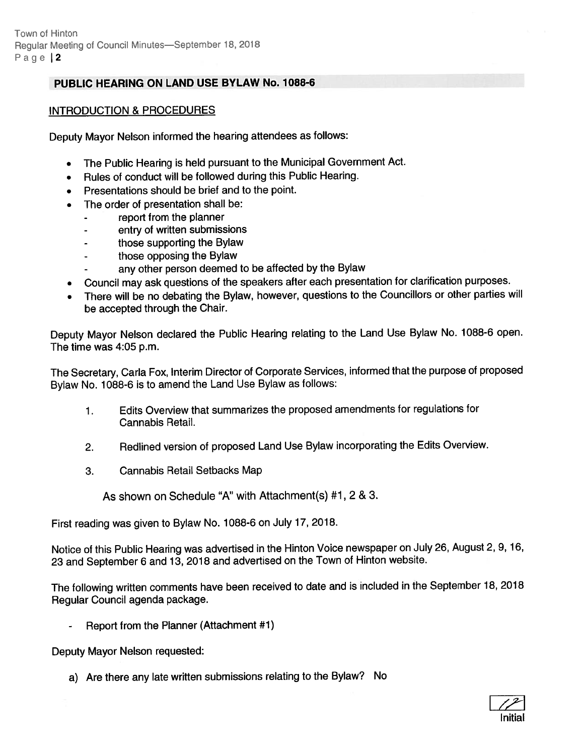## PUBLIC HEARING ON LAND USE BYLAW No. 1088-6

### INTRODUCTION & PROCEDURES

Deputy Mayor Nelson informed the hearing attendees as follows:

- The Public Hearing is held pursuant to the Municipal Government Act.
- Rules of conduct will be followed during this Public Hearing.
- Presentations should be brief and to the point.
- The order of presentation shall be:
  - report from the planner
  - entry of written submissions
  - those supporting the Bylaw
  - those opposing the Bylaw
  - any other person deemed to be affected by the Bylaw
- Council may ask questions of the speakers after each presentation for clarification purposes.
- There will be no debating the Bylaw, however, questions to the Councillors or other parties will be accepted through the Chair.

Deputy Mayor Nelson declared the Public Hearing relating to the Land Use Bylaw No. 1088-6 open. The time was 4:05 p.m.

The Secretary, Carla Fox, Interim Director of Corporate Services, informed that the purpose of proposed Bylaw No. 1088-6 is to amend the Land Use Bylaw as follows:

1. Edits Overview that summarizes the proposed amendments for regulations for Cannabis Retail.

2. Redlined version of proposed Land Use Bylaw incorporating the Edits Overview.

3. Cannabis Retail Setbacks Map

As shown on Schedule "A" with Attachment(s) #1, 2 & 3.

First reading was given to Bylaw No. 1088-6 on July 17, 2018.

Notice of this Public Hearing was advertised in the Hinton Voice newspaper on July 26, August 2, 9, 16, 23 and September 6 and 13, 2018 and advertised on the Town of Hinton website.

The following written comments have been received to date and is included in the September 18, 2018 Regular Council agenda package.

- Report from the Planner (Attachment #1)

Deputy Mayor Nelson requested:

a) Are there any late written submissions relating to the Bylaw? No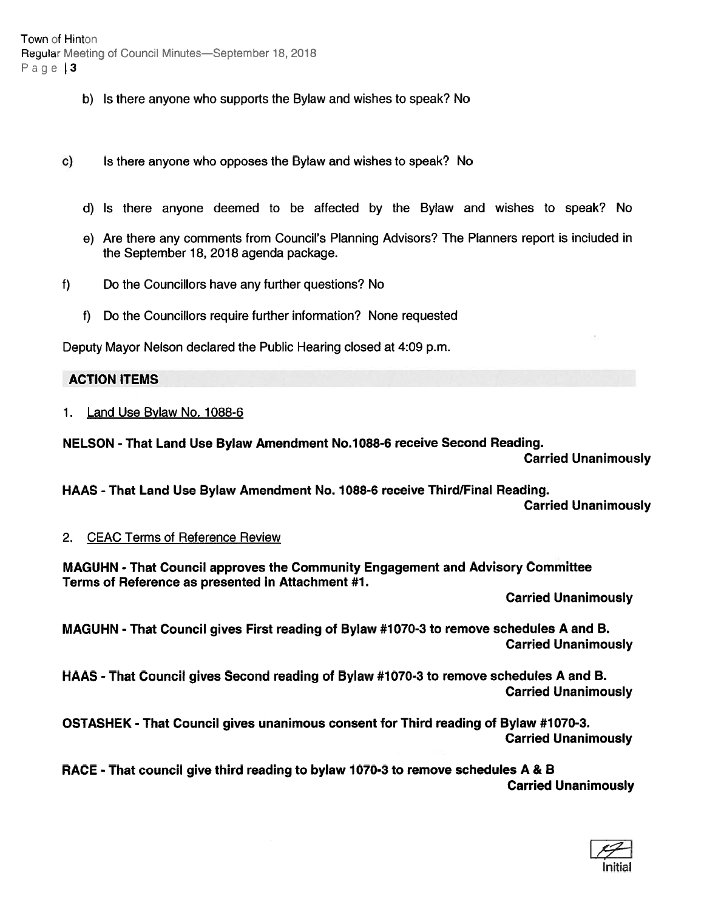b) Is there anyone who supports the Bylaw and wishes to speak? No

c) Is there anyone who opposes the Bylaw and wishes to speak? No

d) Is there anyone deemed to be affected by the Bylaw and wishes to speak? No

e) Are there any comments from Council's Planning Advisors? The Planners report is included in the September 18, 2018 agenda package.

f) Do the Councillors have any further questions? No

f) Do the Councillors require further information? None requested

Deputy Mayor Nelson declared the Public Hearing closed at 4:09 p.m.

## ACTION ITEMS

1. Land Use Bylaw No. 1088-6

**NELSON - That Land Use Bylaw Amendment No.1088-6 receive Second Reading.**
**Carried Unanimously**

**HAAS - That Land Use Bylaw Amendment No. 1088-6 receive Third/Final Reading.**
**Carried Unanimously**

2. CEAC Terms of Reference Review

**MAGUHN - That Council approves the Community Engagement and Advisory Committee Terms of Reference as presented in Attachment #1.**
**Carried Unanimously**

**MAGUHN - That Council gives First reading of Bylaw #1070-3 to remove schedules A and B.**
**Carried Unanimously**

**HAAS - That Council gives Second reading of Bylaw #1070-3 to remove schedules A and B.**
**Carried Unanimously**

**OSTASHEK - That Council gives unanimous consent for Third reading of Bylaw #1070-3.**
**Carried Unanimously**

**RACE - That council give third reading to bylaw 1070-3 to remove schedules A & B**
**Carried Unanimously**

Initial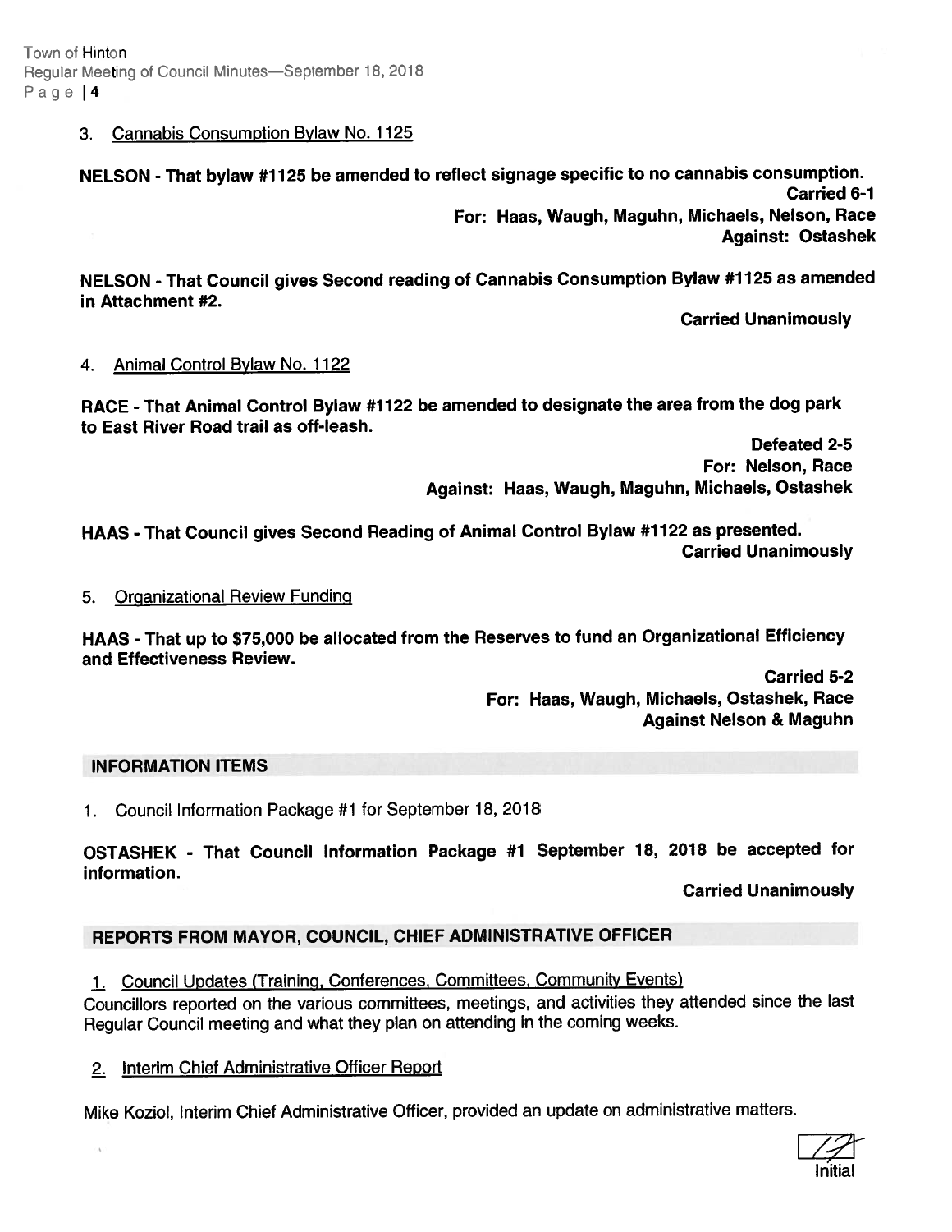3. Cannabis Consumption Bylaw No. 1125

**NELSON - That bylaw #1125 be amended to reflect signage specific to no cannabis consumption.**

**Carried 6-1**
**For: Haas, Waugh, Maguhn, Michaels, Nelson, Race**
**Against: Ostashek**

**NELSON - That Council gives Second reading of Cannabis Consumption Bylaw #1125 as amended in Attachment #2.**

**Carried Unanimously**

4. Animal Control Bylaw No. 1122

**RACE - That Animal Control Bylaw #1122 be amended to designate the area from the dog park to East River Road trail as off-leash.**

**Defeated 2-5**
**For: Nelson, Race**
**Against: Haas, Waugh, Maguhn, Michaels, Ostashek**

**HAAS - That Council gives Second Reading of Animal Control Bylaw #1122 as presented.**

**Carried Unanimously**

5. Organizational Review Funding

**HAAS - That up to $75,000 be allocated from the Reserves to fund an Organizational Efficiency and Effectiveness Review.**

**Carried 5-2**
**For: Haas, Waugh, Michaels, Ostashek, Race**
**Against Nelson & Maguhn**

## INFORMATION ITEMS

1. Council Information Package #1 for September 18, 2018

**OSTASHEK - That Council Information Package #1 September 18, 2018 be accepted for information.**

**Carried Unanimously**

## REPORTS FROM MAYOR, COUNCIL, CHIEF ADMINISTRATIVE OFFICER

1. Council Updates (Training, Conferences, Committees, Community Events)

Councillors reported on the various committees, meetings, and activities they attended since the last Regular Council meeting and what they plan on attending in the coming weeks.

2. Interim Chief Administrative Officer Report

Mike Koziol, Interim Chief Administrative Officer, provided an update on administrative matters.

Initial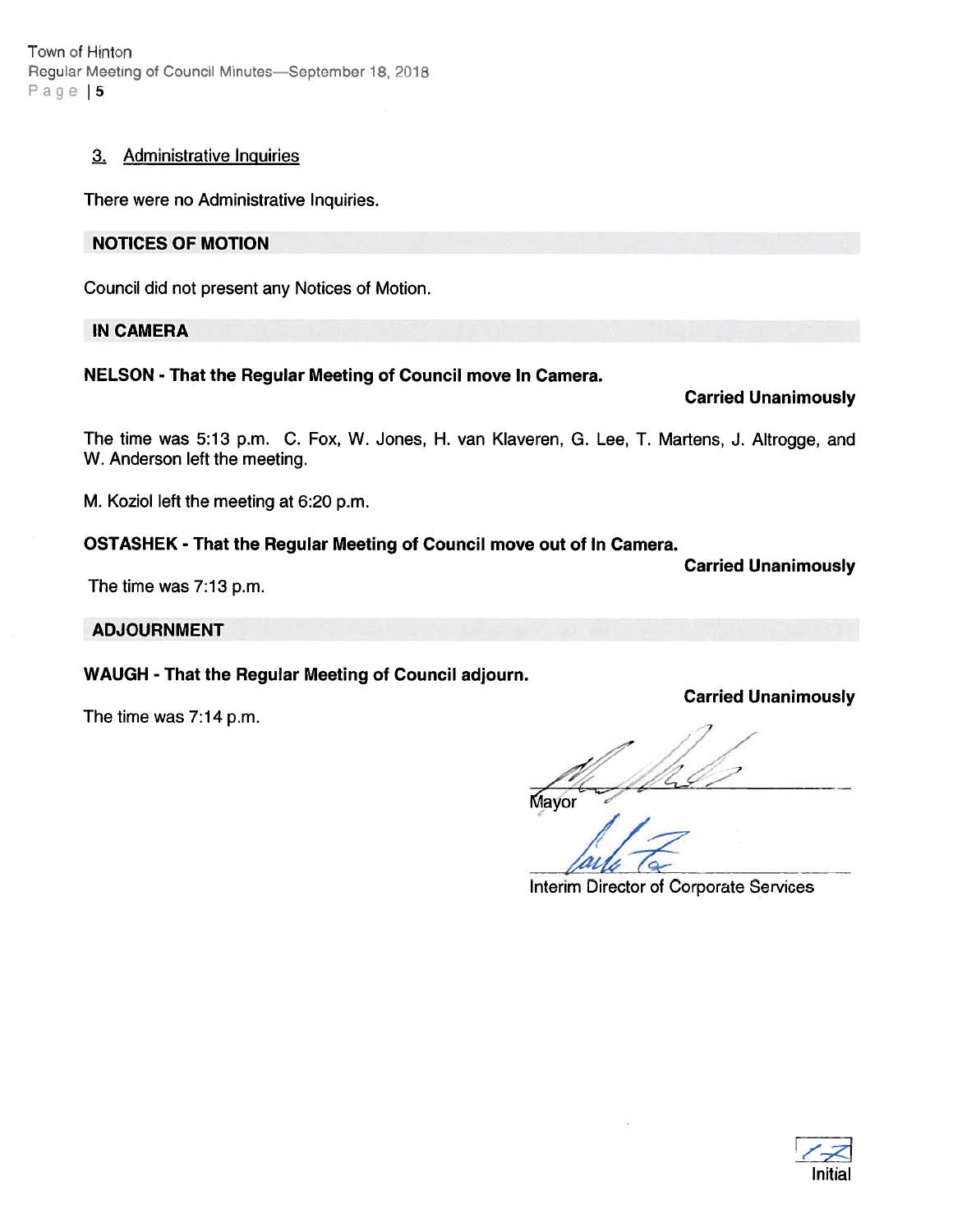### 3. Administrative Inquiries

There were no Administrative Inquiries.

## NOTICES OF MOTION

Council did not present any Notices of Motion.

## IN CAMERA

**NELSON - That the Regular Meeting of Council move In Camera.**

**Carried Unanimously**

The time was 5:13 p.m. C. Fox, W. Jones, H. van Klaveren, G. Lee, T. Martens, J. Altrogge, and W. Anderson left the meeting.

M. Koziol left the meeting at 6:20 p.m.

**OSTASHEK - That the Regular Meeting of Council move out of In Camera.**

**Carried Unanimously**

The time was 7:13 p.m.

## ADJOURNMENT

**WAUGH - That the Regular Meeting of Council adjourn.**

**Carried Unanimously**

The time was 7:14 p.m.

Mayor

Interim Director of Corporate Services

Initial